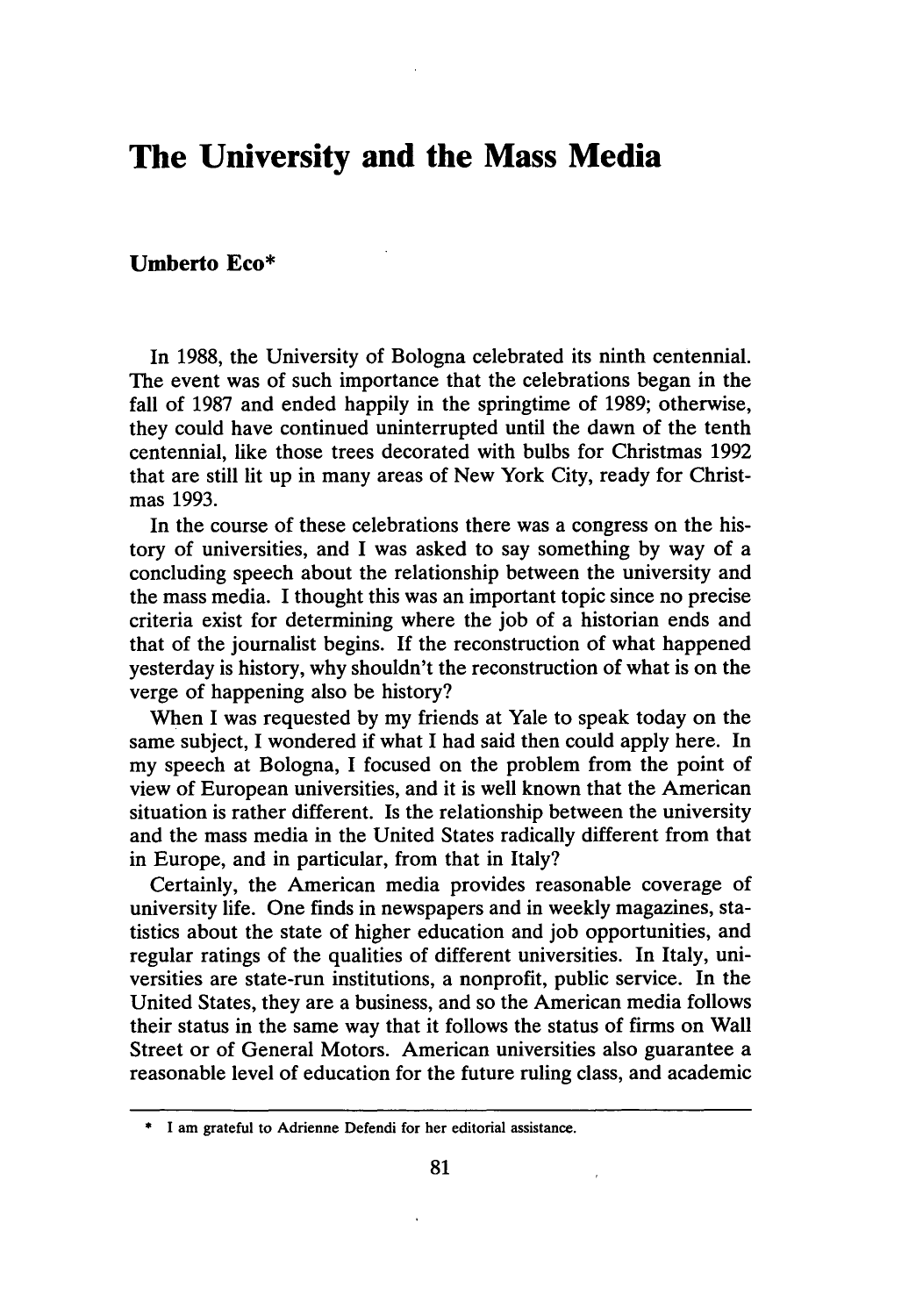# The University and the Mass Media

**Umberto Eco***

In 1988, the University of Bologna celebrated its ninth centennial. The event was of such importance that the celebrations began in the fall of 1987 and ended happily in the springtime of 1989; otherwise, they could have continued uninterrupted until the dawn of the tenth centennial, like those trees decorated with bulbs for Christmas 1992 that are still lit up in many areas of New York City, ready for Christmas 1993.

In the course of these celebrations there was a congress on the history of universities, and I was asked to say something by way of a concluding speech about the relationship between the university and the mass media. I thought this was an important topic since no precise criteria exist for determining where the job of a historian ends and that of the journalist begins. If the reconstruction of what happened yesterday is history, why shouldn't the reconstruction of what is on the verge of happening also be history?

When I was requested by my friends at Yale to speak today on the same subject, I wondered if what I had said then could apply here. In my speech at Bologna, I focused on the problem from the point of view of European universities, and it is well known that the American situation is rather different. Is the relationship between the university and the mass media in the United States radically different from that in Europe, and in particular, from that in Italy?

Certainly, the American media provides reasonable coverage of university life. One finds in newspapers and in weekly magazines, statistics about the state of higher education and job opportunities, and regular ratings of the qualities of different universities. In Italy, universities are state-run institutions, a nonprofit, public service. In the United States, they are a business, and so the American media follows their status in the same way that it follows the status of firms on Wall Street or of General Motors. American universities also guarantee a reasonable level of education for the future ruling class, and academic

---

* I am grateful to Adrienne Defendi for her editorial assistance.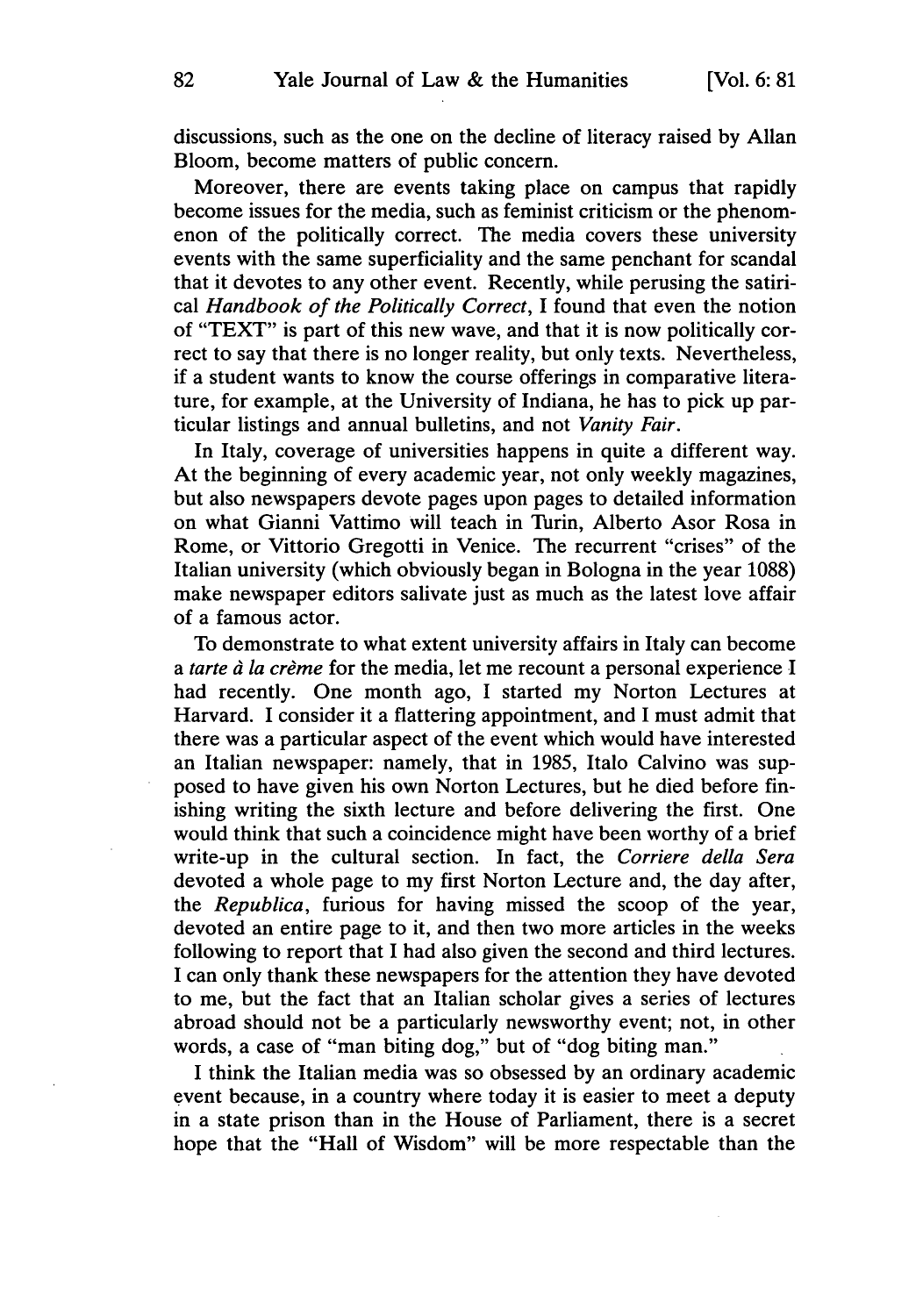discussions, such as the one on the decline of literacy raised by Allan Bloom, become matters of public concern.

Moreover, there are events taking place on campus that rapidly become issues for the media, such as feminist criticism or the phenomenon of the politically correct. The media covers these university events with the same superficiality and the same penchant for scandal that it devotes to any other event. Recently, while perusing the satirical *Handbook of the Politically Correct*, I found that even the notion of "TEXT" is part of this new wave, and that it is now politically correct to say that there is no longer reality, but only texts. Nevertheless, if a student wants to know the course offerings in comparative literature, for example, at the University of Indiana, he has to pick up particular listings and annual bulletins, and not *Vanity Fair*.

In Italy, coverage of universities happens in quite a different way. At the beginning of every academic year, not only weekly magazines, but also newspapers devote pages upon pages to detailed information on what Gianni Vattimo will teach in Turin, Alberto Asor Rosa in Rome, or Vittorio Gregotti in Venice. The recurrent "crises" of the Italian university (which obviously began in Bologna in the year 1088) make newspaper editors salivate just as much as the latest love affair of a famous actor.

To demonstrate to what extent university affairs in Italy can become a *tarte à la crème* for the media, let me recount a personal experience I had recently. One month ago, I started my Norton Lectures at Harvard. I consider it a flattering appointment, and I must admit that there was a particular aspect of the event which would have interested an Italian newspaper: namely, that in 1985, Italo Calvino was supposed to have given his own Norton Lectures, but he died before finishing writing the sixth lecture and before delivering the first. One would think that such a coincidence might have been worthy of a brief write-up in the cultural section. In fact, the *Corriere della Sera* devoted a whole page to my first Norton Lecture and, the day after, the *Republica*, furious for having missed the scoop of the year, devoted an entire page to it, and then two more articles in the weeks following to report that I had also given the second and third lectures. I can only thank these newspapers for the attention they have devoted to me, but the fact that an Italian scholar gives a series of lectures abroad should not be a particularly newsworthy event; not, in other words, a case of "man biting dog," but of "dog biting man."

I think the Italian media was so obsessed by an ordinary academic event because, in a country where today it is easier to meet a deputy in a state prison than in the House of Parliament, there is a secret hope that the "Hall of Wisdom" will be more respectable than the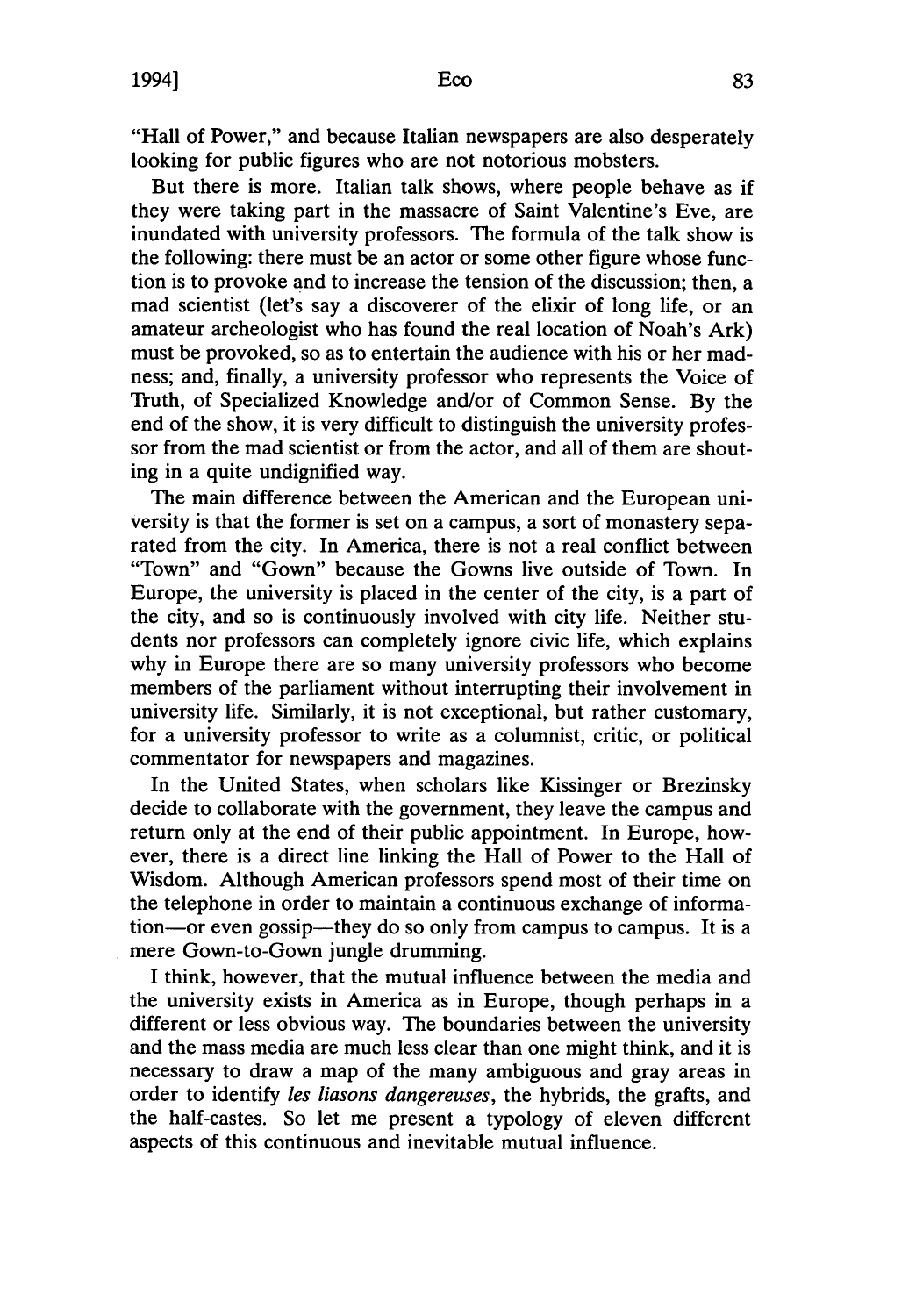"Hall of Power," and because Italian newspapers are also desperately looking for public figures who are not notorious mobsters.

But there is more. Italian talk shows, where people behave as if they were taking part in the massacre of Saint Valentine's Eve, are inundated with university professors. The formula of the talk show is the following: there must be an actor or some other figure whose function is to provoke and to increase the tension of the discussion; then, a mad scientist (let's say a discoverer of the elixir of long life, or an amateur archeologist who has found the real location of Noah's Ark) must be provoked, so as to entertain the audience with his or her madness; and, finally, a university professor who represents the Voice of Truth, of Specialized Knowledge and/or of Common Sense. By the end of the show, it is very difficult to distinguish the university professor from the mad scientist or from the actor, and all of them are shouting in a quite undignified way.

The main difference between the American and the European university is that the former is set on a campus, a sort of monastery separated from the city. In America, there is not a real conflict between "Town" and "Gown" because the Gowns live outside of Town. In Europe, the university is placed in the center of the city, is a part of the city, and so is continuously involved with city life. Neither students nor professors can completely ignore civic life, which explains why in Europe there are so many university professors who become members of the parliament without interrupting their involvement in university life. Similarly, it is not exceptional, but rather customary, for a university professor to write as a columnist, critic, or political commentator for newspapers and magazines.

In the United States, when scholars like Kissinger or Brezinsky decide to collaborate with the government, they leave the campus and return only at the end of their public appointment. In Europe, however, there is a direct line linking the Hall of Power to the Hall of Wisdom. Although American professors spend most of their time on the telephone in order to maintain a continuous exchange of information—or even gossip—they do so only from campus to campus. It is a mere Gown-to-Gown jungle drumming.

I think, however, that the mutual influence between the media and the university exists in America as in Europe, though perhaps in a different or less obvious way. The boundaries between the university and the mass media are much less clear than one might think, and it is necessary to draw a map of the many ambiguous and gray areas in order to identify *les liasons dangereuses*, the hybrids, the grafts, and the half-castes. So let me present a typology of eleven different aspects of this continuous and inevitable mutual influence.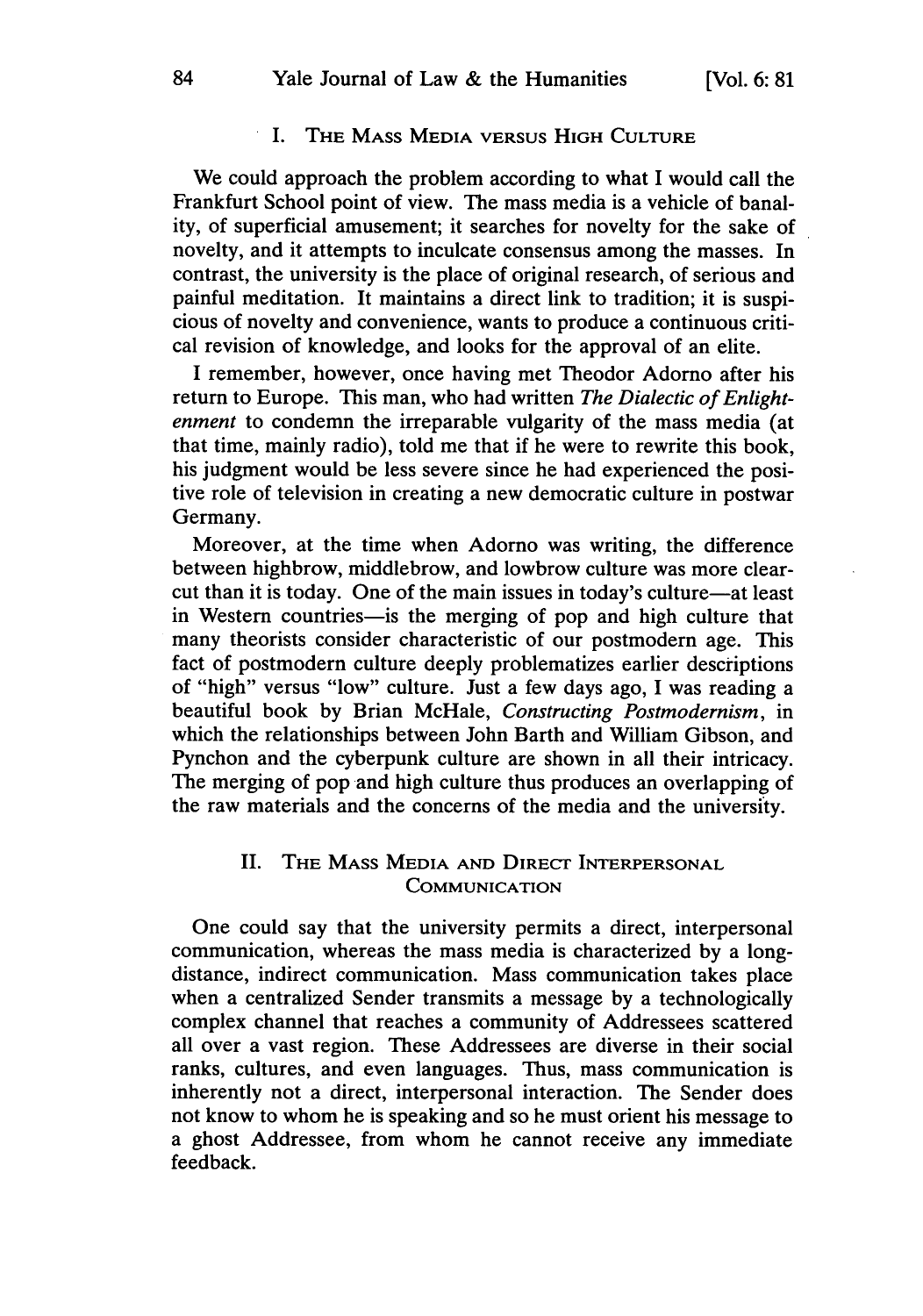## I. THE MASS MEDIA VERSUS HIGH CULTURE

We could approach the problem according to what I would call the Frankfurt School point of view. The mass media is a vehicle of banality, of superficial amusement; it searches for novelty for the sake of novelty, and it attempts to inculcate consensus among the masses. In contrast, the university is the place of original research, of serious and painful meditation. It maintains a direct link to tradition; it is suspicious of novelty and convenience, wants to produce a continuous critical revision of knowledge, and looks for the approval of an elite.

I remember, however, once having met Theodor Adorno after his return to Europe. This man, who had written *The Dialectic of Enlightenment* to condemn the irreparable vulgarity of the mass media (at that time, mainly radio), told me that if he were to rewrite this book, his judgment would be less severe since he had experienced the positive role of television in creating a new democratic culture in postwar Germany.

Moreover, at the time when Adorno was writing, the difference between highbrow, middlebrow, and lowbrow culture was more clear-cut than it is today. One of the main issues in today's culture—at least in Western countries—is the merging of pop and high culture that many theorists consider characteristic of our postmodern age. This fact of postmodern culture deeply problematizes earlier descriptions of "high" versus "low" culture. Just a few days ago, I was reading a beautiful book by Brian McHale, *Constructing Postmodernism*, in which the relationships between John Barth and William Gibson, and Pynchon and the cyberpunk culture are shown in all their intricacy. The merging of pop and high culture thus produces an overlapping of the raw materials and the concerns of the media and the university.

## II. THE MASS MEDIA AND DIRECT INTERPERSONAL COMMUNICATION

One could say that the university permits a direct, interpersonal communication, whereas the mass media is characterized by a long-distance, indirect communication. Mass communication takes place when a centralized Sender transmits a message by a technologically complex channel that reaches a community of Addressees scattered all over a vast region. These Addressees are diverse in their social ranks, cultures, and even languages. Thus, mass communication is inherently not a direct, interpersonal interaction. The Sender does not know to whom he is speaking and so he must orient his message to a ghost Addressee, from whom he cannot receive any immediate feedback.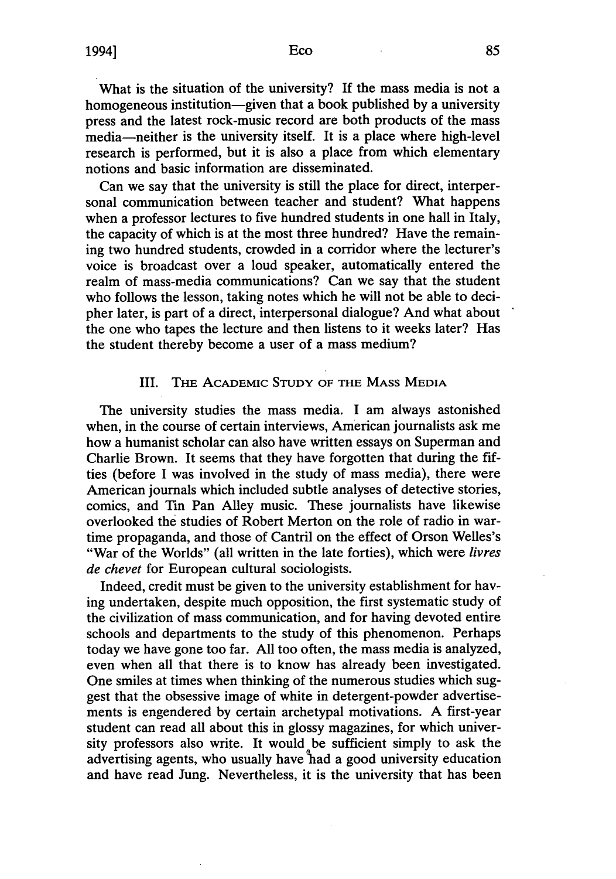What is the situation of the university? If the mass media is not a homogeneous institution—given that a book published by a university press and the latest rock-music record are both products of the mass media—neither is the university itself. It is a place where high-level research is performed, but it is also a place from which elementary notions and basic information are disseminated.

Can we say that the university is still the place for direct, interpersonal communication between teacher and student? What happens when a professor lectures to five hundred students in one hall in Italy, the capacity of which is at the most three hundred? Have the remaining two hundred students, crowded in a corridor where the lecturer's voice is broadcast over a loud speaker, automatically entered the realm of mass-media communications? Can we say that the student who follows the lesson, taking notes which he will not be able to decipher later, is part of a direct, interpersonal dialogue? And what about the one who tapes the lecture and then listens to it weeks later? Has the student thereby become a user of a mass medium?

## III. The Academic Study of the Mass Media

The university studies the mass media. I am always astonished when, in the course of certain interviews, American journalists ask me how a humanist scholar can also have written essays on Superman and Charlie Brown. It seems that they have forgotten that during the fifties (before I was involved in the study of mass media), there were American journals which included subtle analyses of detective stories, comics, and Tin Pan Alley music. These journalists have likewise overlooked the studies of Robert Merton on the role of radio in wartime propaganda, and those of Cantril on the effect of Orson Welles's "War of the Worlds" (all written in the late forties), which were *livres de chevet* for European cultural sociologists.

Indeed, credit must be given to the university establishment for having undertaken, despite much opposition, the first systematic study of the civilization of mass communication, and for having devoted entire schools and departments to the study of this phenomenon. Perhaps today we have gone too far. All too often, the mass media is analyzed, even when all that there is to know has already been investigated. One smiles at times when thinking of the numerous studies which suggest that the obsessive image of white in detergent-powder advertisements is engendered by certain archetypal motivations. A first-year student can read all about this in glossy magazines, for which university professors also write. It would be sufficient simply to ask the advertising agents, who usually have had a good university education and have read Jung. Nevertheless, it is the university that has been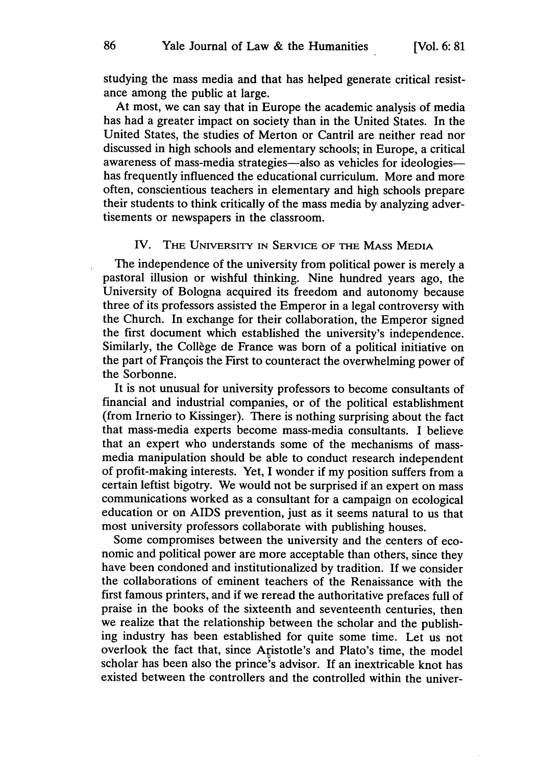studying the mass media and that has helped generate critical resistance among the public at large.

At most, we can say that in Europe the academic analysis of media has had a greater impact on society than in the United States. In the United States, the studies of Merton or Cantril are neither read nor discussed in high schools and elementary schools; in Europe, a critical awareness of mass-media strategies—also as vehicles for ideologies—has frequently influenced the educational curriculum. More and more often, conscientious teachers in elementary and high schools prepare their students to think critically of the mass media by analyzing advertisements or newspapers in the classroom.

## IV. The University in Service of the Mass Media

The independence of the university from political power is merely a pastoral illusion or wishful thinking. Nine hundred years ago, the University of Bologna acquired its freedom and autonomy because three of its professors assisted the Emperor in a legal controversy with the Church. In exchange for their collaboration, the Emperor signed the first document which established the university's independence. Similarly, the Collège de France was born of a political initiative on the part of François the First to counteract the overwhelming power of the Sorbonne.

It is not unusual for university professors to become consultants of financial and industrial companies, or of the political establishment (from Irnerio to Kissinger). There is nothing surprising about the fact that mass-media experts become mass-media consultants. I believe that an expert who understands some of the mechanisms of mass-media manipulation should be able to conduct research independent of profit-making interests. Yet, I wonder if my position suffers from a certain leftist bigotry. We would not be surprised if an expert on mass communications worked as a consultant for a campaign on ecological education or on AIDS prevention, just as it seems natural to us that most university professors collaborate with publishing houses.

Some compromises between the university and the centers of economic and political power are more acceptable than others, since they have been condoned and institutionalized by tradition. If we consider the collaborations of eminent teachers of the Renaissance with the first famous printers, and if we reread the authoritative prefaces full of praise in the books of the sixteenth and seventeenth centuries, then we realize that the relationship between the scholar and the publishing industry has been established for quite some time. Let us not overlook the fact that, since Aristotle's and Plato's time, the model scholar has been also the prince's advisor. If an inextricable knot has existed between the controllers and the controlled within the univer-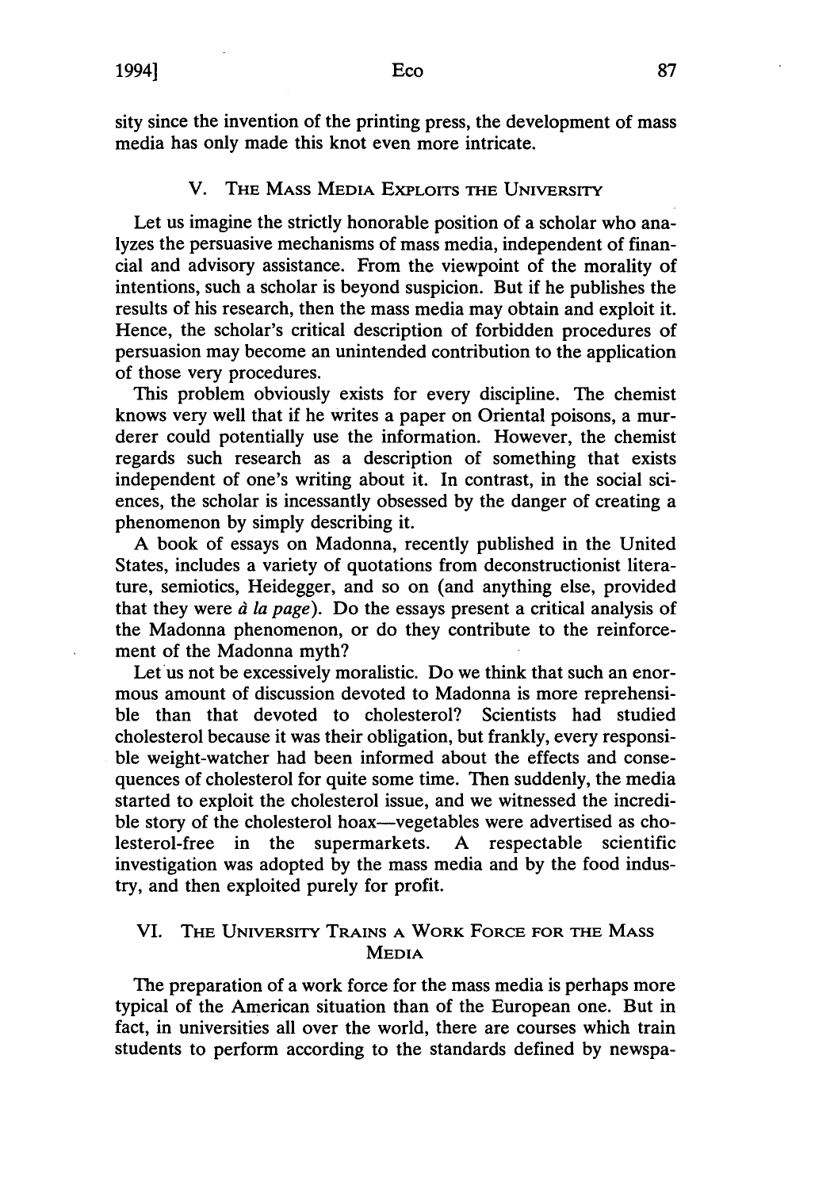sity since the invention of the printing press, the development of mass media has only made this knot even more intricate.

## V. The Mass Media Exploits the University

Let us imagine the strictly honorable position of a scholar who analyzes the persuasive mechanisms of mass media, independent of financial and advisory assistance. From the viewpoint of the morality of intentions, such a scholar is beyond suspicion. But if he publishes the results of his research, then the mass media may obtain and exploit it. Hence, the scholar's critical description of forbidden procedures of persuasion may become an unintended contribution to the application of those very procedures.

This problem obviously exists for every discipline. The chemist knows very well that if he writes a paper on Oriental poisons, a murderer could potentially use the information. However, the chemist regards such research as a description of something that exists independent of one's writing about it. In contrast, in the social sciences, the scholar is incessantly obsessed by the danger of creating a phenomenon by simply describing it.

A book of essays on Madonna, recently published in the United States, includes a variety of quotations from deconstructionist literature, semiotics, Heidegger, and so on (and anything else, provided that they were *à la page*). Do the essays present a critical analysis of the Madonna phenomenon, or do they contribute to the reinforcement of the Madonna myth?

Let us not be excessively moralistic. Do we think that such an enormous amount of discussion devoted to Madonna is more reprehensible than that devoted to cholesterol? Scientists had studied cholesterol because it was their obligation, but frankly, every responsible weight-watcher had been informed about the effects and consequences of cholesterol for quite some time. Then suddenly, the media started to exploit the cholesterol issue, and we witnessed the incredible story of the cholesterol hoax—vegetables were advertised as cholesterol-free in the supermarkets. A respectable scientific investigation was adopted by the mass media and by the food industry, and then exploited purely for profit.

## VI. The University Trains a Work Force for the Mass Media

The preparation of a work force for the mass media is perhaps more typical of the American situation than of the European one. But in fact, in universities all over the world, there are courses which train students to perform according to the standards defined by newspa-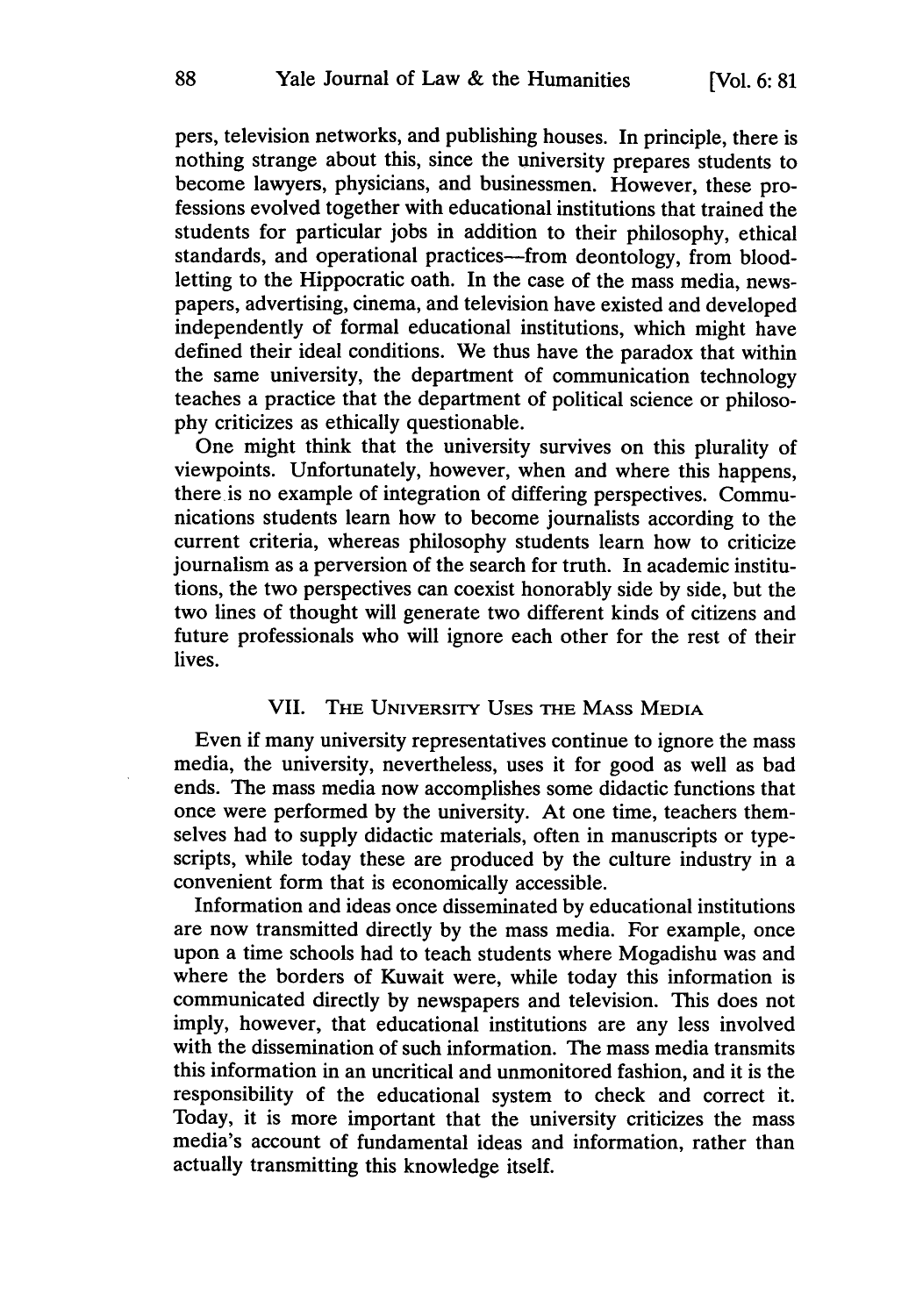pers, television networks, and publishing houses. In principle, there is nothing strange about this, since the university prepares students to become lawyers, physicians, and businessmen. However, these professions evolved together with educational institutions that trained the students for particular jobs in addition to their philosophy, ethical standards, and operational practices—from deontology, from bloodletting to the Hippocratic oath. In the case of the mass media, newspapers, advertising, cinema, and television have existed and developed independently of formal educational institutions, which might have defined their ideal conditions. We thus have the paradox that within the same university, the department of communication technology teaches a practice that the department of political science or philosophy criticizes as ethically questionable.

One might think that the university survives on this plurality of viewpoints. Unfortunately, however, when and where this happens, there is no example of integration of differing perspectives. Communications students learn how to become journalists according to the current criteria, whereas philosophy students learn how to criticize journalism as a perversion of the search for truth. In academic institutions, the two perspectives can coexist honorably side by side, but the two lines of thought will generate two different kinds of citizens and future professionals who will ignore each other for the rest of their lives.

## VII. The University Uses the Mass Media

Even if many university representatives continue to ignore the mass media, the university, nevertheless, uses it for good as well as bad ends. The mass media now accomplishes some didactic functions that once were performed by the university. At one time, teachers themselves had to supply didactic materials, often in manuscripts or typescripts, while today these are produced by the culture industry in a convenient form that is economically accessible.

Information and ideas once disseminated by educational institutions are now transmitted directly by the mass media. For example, once upon a time schools had to teach students where Mogadishu was and where the borders of Kuwait were, while today this information is communicated directly by newspapers and television. This does not imply, however, that educational institutions are any less involved with the dissemination of such information. The mass media transmits this information in an uncritical and unmonitored fashion, and it is the responsibility of the educational system to check and correct it. Today, it is more important that the university criticizes the mass media's account of fundamental ideas and information, rather than actually transmitting this knowledge itself.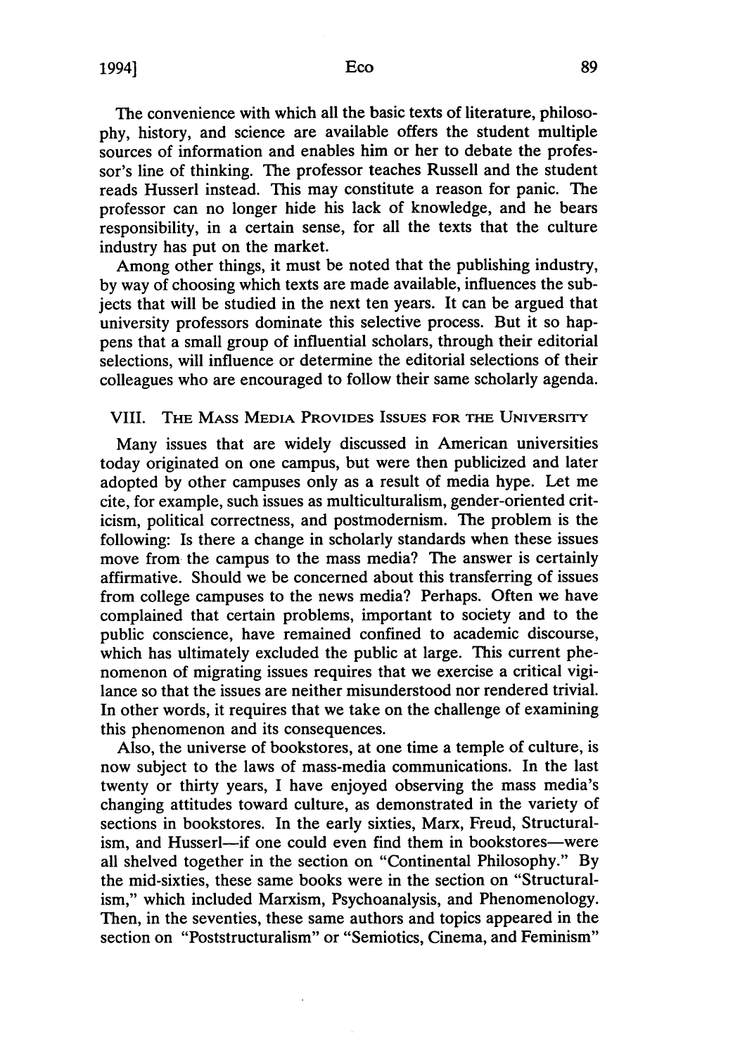The convenience with which all the basic texts of literature, philosophy, history, and science are available offers the student multiple sources of information and enables him or her to debate the professor's line of thinking. The professor teaches Russell and the student reads Husserl instead. This may constitute a reason for panic. The professor can no longer hide his lack of knowledge, and he bears responsibility, in a certain sense, for all the texts that the culture industry has put on the market.

Among other things, it must be noted that the publishing industry, by way of choosing which texts are made available, influences the subjects that will be studied in the next ten years. It can be argued that university professors dominate this selective process. But it so happens that a small group of influential scholars, through their editorial selections, will influence or determine the editorial selections of their colleagues who are encouraged to follow their same scholarly agenda.

## VIII. The Mass Media Provides Issues for the University

Many issues that are widely discussed in American universities today originated on one campus, but were then publicized and later adopted by other campuses only as a result of media hype. Let me cite, for example, such issues as multiculturalism, gender-oriented criticism, political correctness, and postmodernism. The problem is the following: Is there a change in scholarly standards when these issues move from the campus to the mass media? The answer is certainly affirmative. Should we be concerned about this transferring of issues from college campuses to the news media? Perhaps. Often we have complained that certain problems, important to society and to the public conscience, have remained confined to academic discourse, which has ultimately excluded the public at large. This current phenomenon of migrating issues requires that we exercise a critical vigilance so that the issues are neither misunderstood nor rendered trivial. In other words, it requires that we take on the challenge of examining this phenomenon and its consequences.

Also, the universe of bookstores, at one time a temple of culture, is now subject to the laws of mass-media communications. In the last twenty or thirty years, I have enjoyed observing the mass media's changing attitudes toward culture, as demonstrated in the variety of sections in bookstores. In the early sixties, Marx, Freud, Structuralism, and Husserl—if one could even find them in bookstores—were all shelved together in the section on "Continental Philosophy." By the mid-sixties, these same books were in the section on "Structuralism," which included Marxism, Psychoanalysis, and Phenomenology. Then, in the seventies, these same authors and topics appeared in the section on "Poststructuralism" or "Semiotics, Cinema, and Feminism"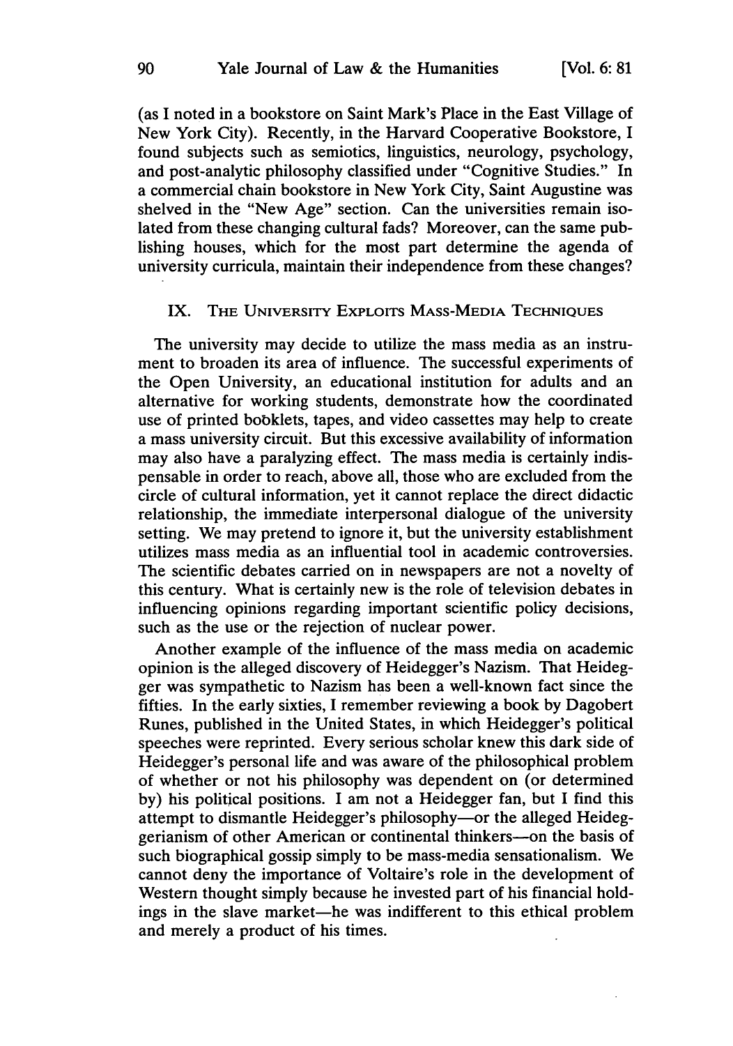(as I noted in a bookstore on Saint Mark's Place in the East Village of New York City). Recently, in the Harvard Cooperative Bookstore, I found subjects such as semiotics, linguistics, neurology, psychology, and post-analytic philosophy classified under "Cognitive Studies." In a commercial chain bookstore in New York City, Saint Augustine was shelved in the "New Age" section. Can the universities remain isolated from these changing cultural fads? Moreover, can the same publishing houses, which for the most part determine the agenda of university curricula, maintain their independence from these changes?

## IX. The University Exploits Mass-Media Techniques

The university may decide to utilize the mass media as an instrument to broaden its area of influence. The successful experiments of the Open University, an educational institution for adults and an alternative for working students, demonstrate how the coordinated use of printed booklets, tapes, and video cassettes may help to create a mass university circuit. But this excessive availability of information may also have a paralyzing effect. The mass media is certainly indispensable in order to reach, above all, those who are excluded from the circle of cultural information, yet it cannot replace the direct didactic relationship, the immediate interpersonal dialogue of the university setting. We may pretend to ignore it, but the university establishment utilizes mass media as an influential tool in academic controversies. The scientific debates carried on in newspapers are not a novelty of this century. What is certainly new is the role of television debates in influencing opinions regarding important scientific policy decisions, such as the use or the rejection of nuclear power.

Another example of the influence of the mass media on academic opinion is the alleged discovery of Heidegger's Nazism. That Heidegger was sympathetic to Nazism has been a well-known fact since the fifties. In the early sixties, I remember reviewing a book by Dagobert Runes, published in the United States, in which Heidegger's political speeches were reprinted. Every serious scholar knew this dark side of Heidegger's personal life and was aware of the philosophical problem of whether or not his philosophy was dependent on (or determined by) his political positions. I am not a Heidegger fan, but I find this attempt to dismantle Heidegger's philosophy—or the alleged Heideggerianism of other American or continental thinkers—on the basis of such biographical gossip simply to be mass-media sensationalism. We cannot deny the importance of Voltaire's role in the development of Western thought simply because he invested part of his financial holdings in the slave market—he was indifferent to this ethical problem and merely a product of his times.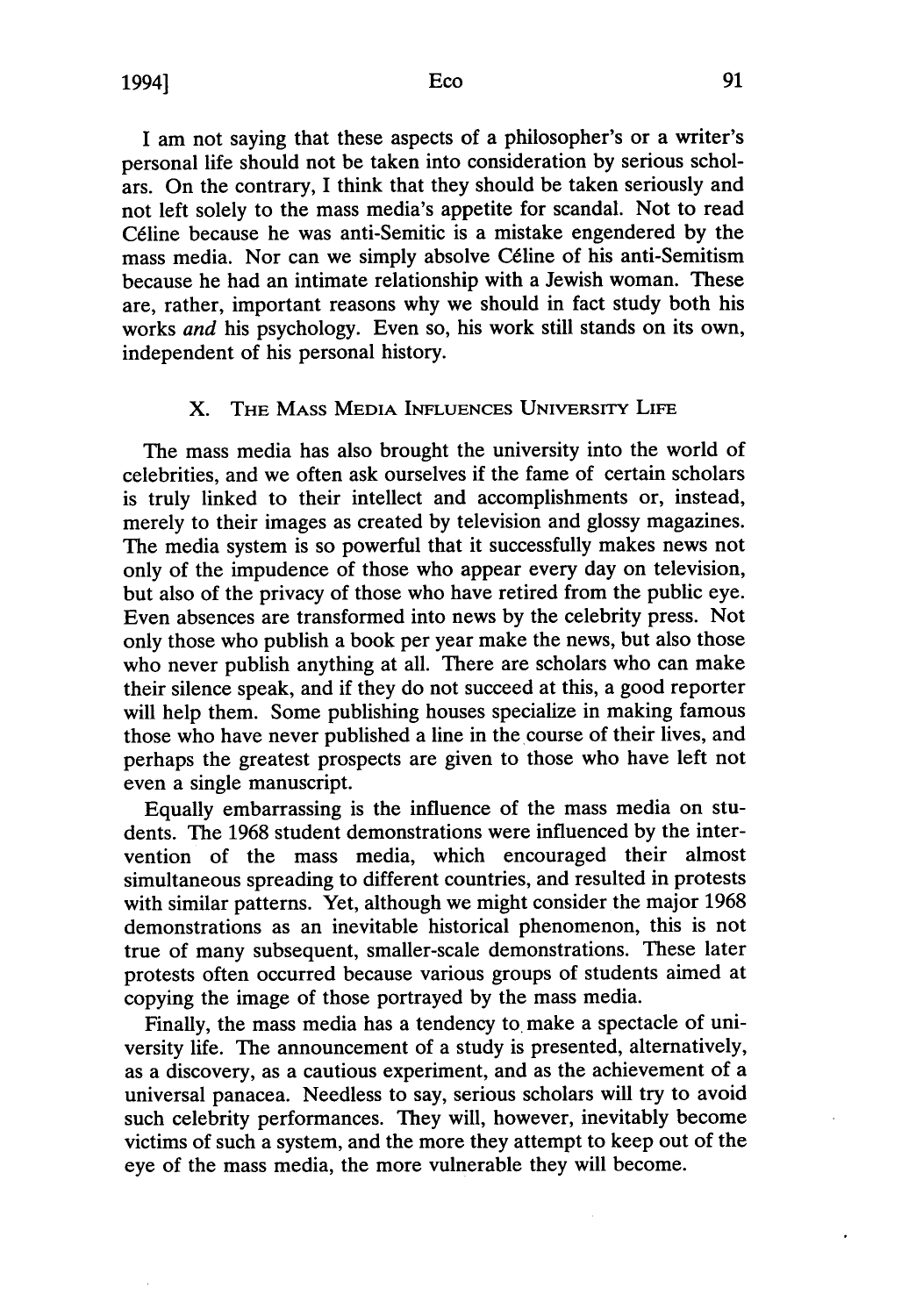I am not saying that these aspects of a philosopher's or a writer's personal life should not be taken into consideration by serious scholars. On the contrary, I think that they should be taken seriously and not left solely to the mass media's appetite for scandal. Not to read Céline because he was anti-Semitic is a mistake engendered by the mass media. Nor can we simply absolve Céline of his anti-Semitism because he had an intimate relationship with a Jewish woman. These are, rather, important reasons why we should in fact study both his works *and* his psychology. Even so, his work still stands on its own, independent of his personal history.

## X. The Mass Media Influences University Life

The mass media has also brought the university into the world of celebrities, and we often ask ourselves if the fame of certain scholars is truly linked to their intellect and accomplishments or, instead, merely to their images as created by television and glossy magazines. The media system is so powerful that it successfully makes news not only of the impudence of those who appear every day on television, but also of the privacy of those who have retired from the public eye. Even absences are transformed into news by the celebrity press. Not only those who publish a book per year make the news, but also those who never publish anything at all. There are scholars who can make their silence speak, and if they do not succeed at this, a good reporter will help them. Some publishing houses specialize in making famous those who have never published a line in the course of their lives, and perhaps the greatest prospects are given to those who have left not even a single manuscript.

Equally embarrassing is the influence of the mass media on students. The 1968 student demonstrations were influenced by the intervention of the mass media, which encouraged their almost simultaneous spreading to different countries, and resulted in protests with similar patterns. Yet, although we might consider the major 1968 demonstrations as an inevitable historical phenomenon, this is not true of many subsequent, smaller-scale demonstrations. These later protests often occurred because various groups of students aimed at copying the image of those portrayed by the mass media.

Finally, the mass media has a tendency to make a spectacle of university life. The announcement of a study is presented, alternatively, as a discovery, as a cautious experiment, and as the achievement of a universal panacea. Needless to say, serious scholars will try to avoid such celebrity performances. They will, however, inevitably become victims of such a system, and the more they attempt to keep out of the eye of the mass media, the more vulnerable they will become.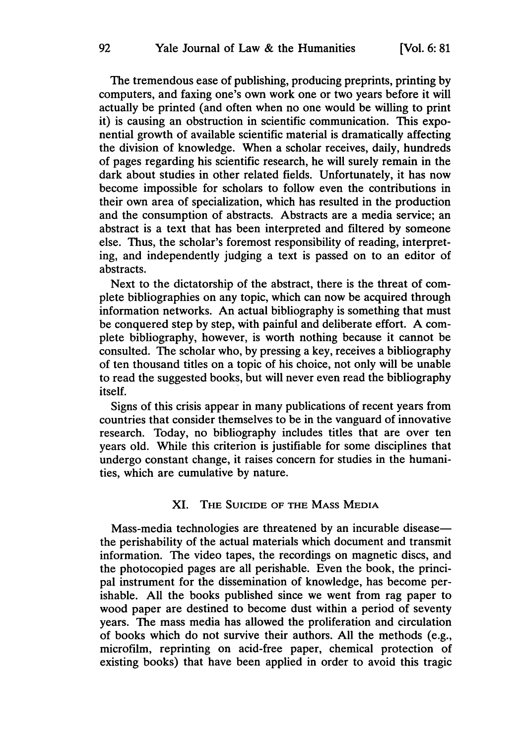The tremendous ease of publishing, producing preprints, printing by computers, and faxing one's own work one or two years before it will actually be printed (and often when no one would be willing to print it) is causing an obstruction in scientific communication. This exponential growth of available scientific material is dramatically affecting the division of knowledge. When a scholar receives, daily, hundreds of pages regarding his scientific research, he will surely remain in the dark about studies in other related fields. Unfortunately, it has now become impossible for scholars to follow even the contributions in their own area of specialization, which has resulted in the production and the consumption of abstracts. Abstracts are a media service; an abstract is a text that has been interpreted and filtered by someone else. Thus, the scholar's foremost responsibility of reading, interpreting, and independently judging a text is passed on to an editor of abstracts.

Next to the dictatorship of the abstract, there is the threat of complete bibliographies on any topic, which can now be acquired through information networks. An actual bibliography is something that must be conquered step by step, with painful and deliberate effort. A complete bibliography, however, is worth nothing because it cannot be consulted. The scholar who, by pressing a key, receives a bibliography of ten thousand titles on a topic of his choice, not only will be unable to read the suggested books, but will never even read the bibliography itself.

Signs of this crisis appear in many publications of recent years from countries that consider themselves to be in the vanguard of innovative research. Today, no bibliography includes titles that are over ten years old. While this criterion is justifiable for some disciplines that undergo constant change, it raises concern for studies in the humanities, which are cumulative by nature.

## XI. The Suicide of the Mass Media

Mass-media technologies are threatened by an incurable disease—the perishability of the actual materials which document and transmit information. The video tapes, the recordings on magnetic discs, and the photocopied pages are all perishable. Even the book, the principal instrument for the dissemination of knowledge, has become perishable. All the books published since we went from rag paper to wood paper are destined to become dust within a period of seventy years. The mass media has allowed the proliferation and circulation of books which do not survive their authors. All the methods (e.g., microfilm, reprinting on acid-free paper, chemical protection of existing books) that have been applied in order to avoid this tragic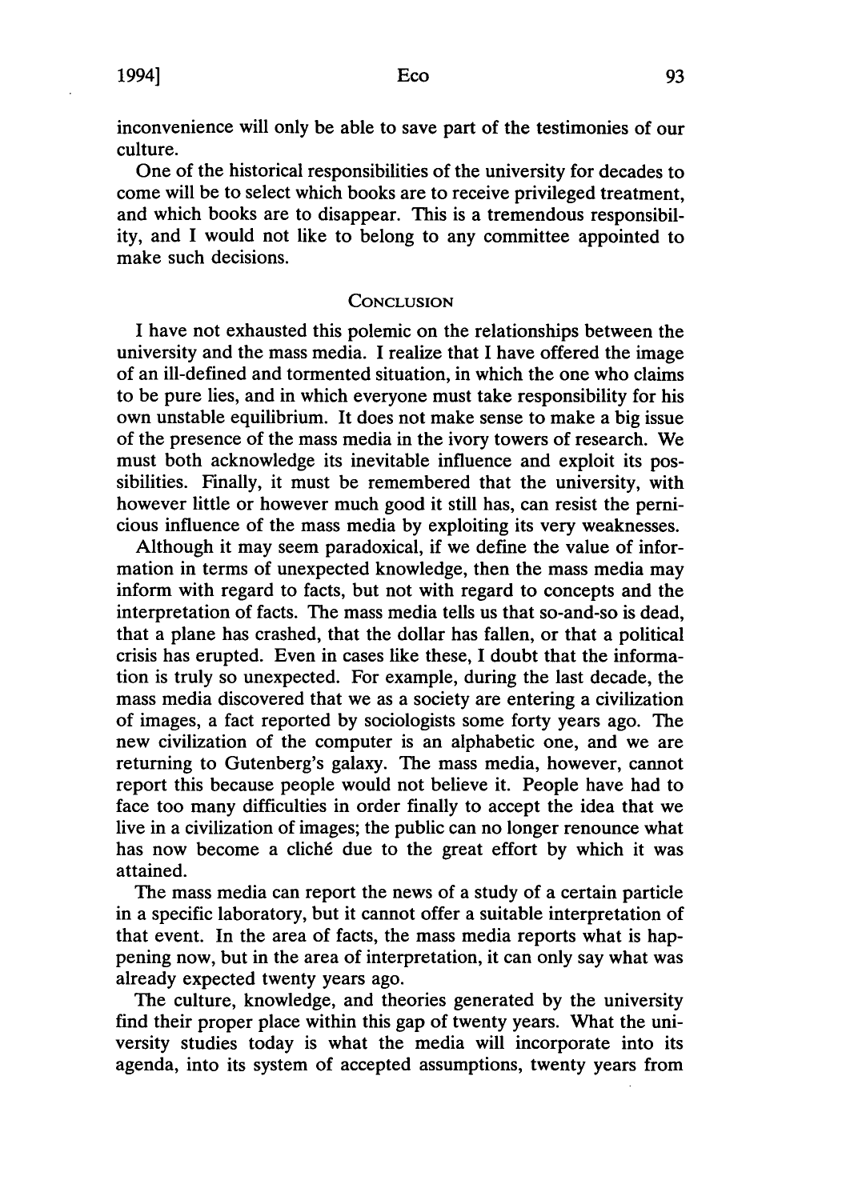inconvenience will only be able to save part of the testimonies of our culture.

One of the historical responsibilities of the university for decades to come will be to select which books are to receive privileged treatment, and which books are to disappear. This is a tremendous responsibility, and I would not like to belong to any committee appointed to make such decisions.

## CONCLUSION

I have not exhausted this polemic on the relationships between the university and the mass media. I realize that I have offered the image of an ill-defined and tormented situation, in which the one who claims to be pure lies, and in which everyone must take responsibility for his own unstable equilibrium. It does not make sense to make a big issue of the presence of the mass media in the ivory towers of research. We must both acknowledge its inevitable influence and exploit its possibilities. Finally, it must be remembered that the university, with however little or however much good it still has, can resist the pernicious influence of the mass media by exploiting its very weaknesses.

Although it may seem paradoxical, if we define the value of information in terms of unexpected knowledge, then the mass media may inform with regard to facts, but not with regard to concepts and the interpretation of facts. The mass media tells us that so-and-so is dead, that a plane has crashed, that the dollar has fallen, or that a political crisis has erupted. Even in cases like these, I doubt that the information is truly so unexpected. For example, during the last decade, the mass media discovered that we as a society are entering a civilization of images, a fact reported by sociologists some forty years ago. The new civilization of the computer is an alphabetic one, and we are returning to Gutenberg's galaxy. The mass media, however, cannot report this because people would not believe it. People have had to face too many difficulties in order finally to accept the idea that we live in a civilization of images; the public can no longer renounce what has now become a cliché due to the great effort by which it was attained.

The mass media can report the news of a study of a certain particle in a specific laboratory, but it cannot offer a suitable interpretation of that event. In the area of facts, the mass media reports what is happening now, but in the area of interpretation, it can only say what was already expected twenty years ago.

The culture, knowledge, and theories generated by the university find their proper place within this gap of twenty years. What the university studies today is what the media will incorporate into its agenda, into its system of accepted assumptions, twenty years from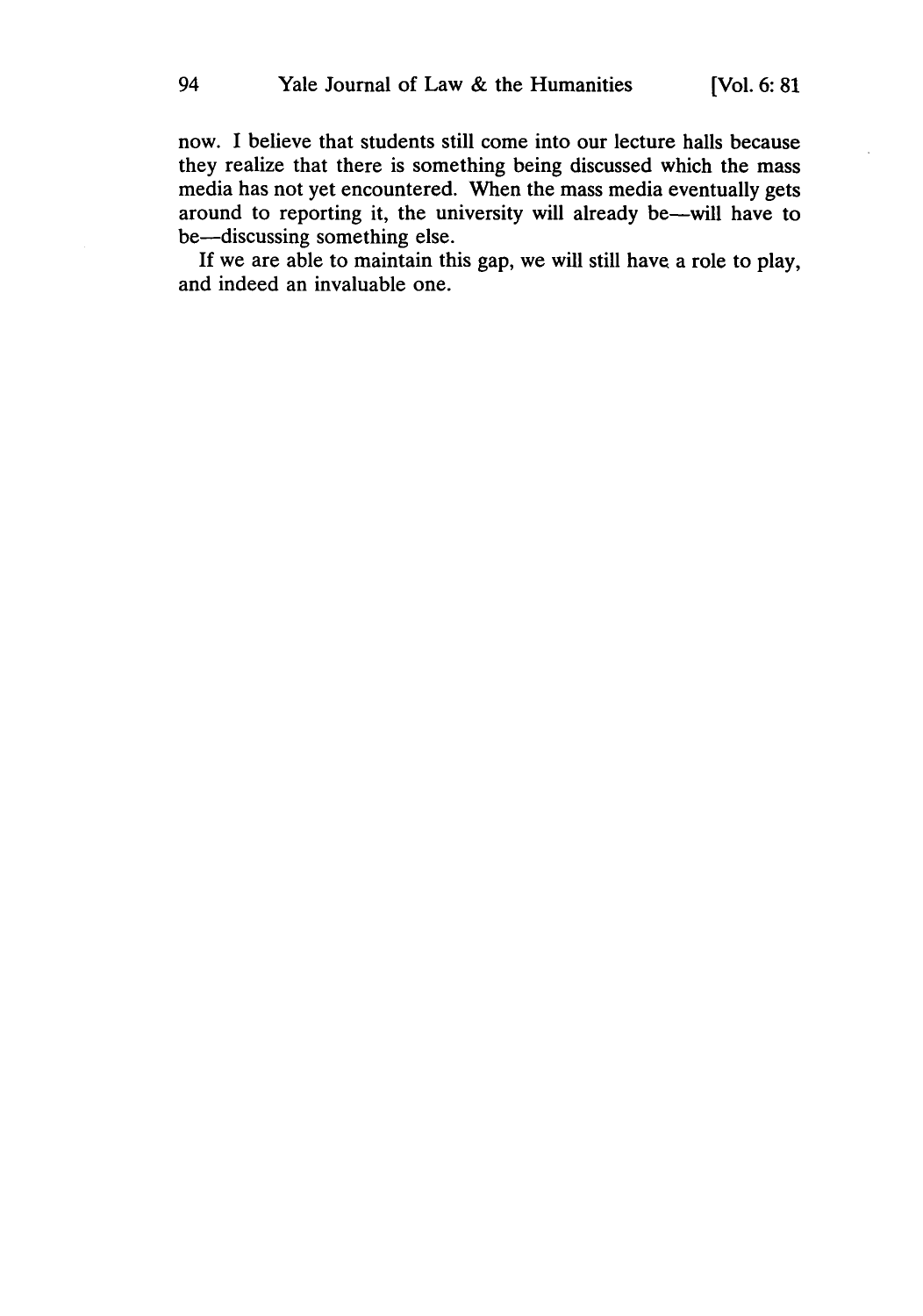now. I believe that students still come into our lecture halls because they realize that there is something being discussed which the mass media has not yet encountered. When the mass media eventually gets around to reporting it, the university will already be—will have to be—discussing something else.

If we are able to maintain this gap, we will still have a role to play, and indeed an invaluable one.